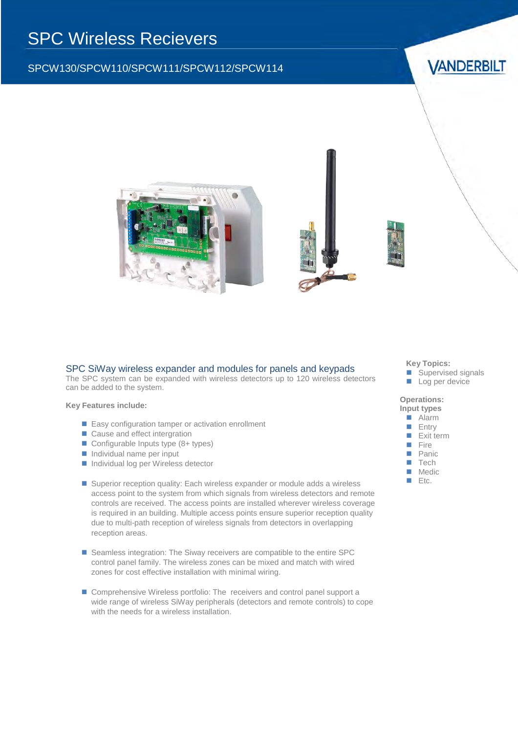# SPC Wireless Recievers

SPCW130/SPCW110/SPCW111/SPCW112/SPCW114

VANDERBILT

## SPC SiWay wireless expander and modules for panels and keypads

The SPC system can be expanded with wireless detectors up to 120 wireless detectors can be added to the system.

**Key Features include:**

- Easy configuration tamper or activation enrollment
- Cause and effect intergration
- Configurable Inputs type (8+ types)
- Individual name per input
- Individual log per Wireless detector

- Superior reception quality: Each wireless expander or module adds a wireless access point to the system from which signals from wireless detectors and remote controls are received. The access points are installed wherever wireless coverage is required in an building. Multiple access points ensure superior reception quality due to multi-path reception of wireless signals from detectors in overlapping reception areas.

- Seamless integration: The Siway receivers are compatible to the entire SPC control panel family. The wireless zones can be mixed and match with wired zones for cost effective installation with minimal wiring.

- Comprehensive Wireless portfolio: The receivers and control panel support a wide range of wireless SiWay peripherals (detectors and remote controls) to cope with the needs for a wireless installation.

**Key Topics:**

- Supervised signals
- Log per device

**Operations:**
**Input types**

- Alarm
- Entry
- Exit term
- Fire
- Panic
- Tech
- Medic
- Etc.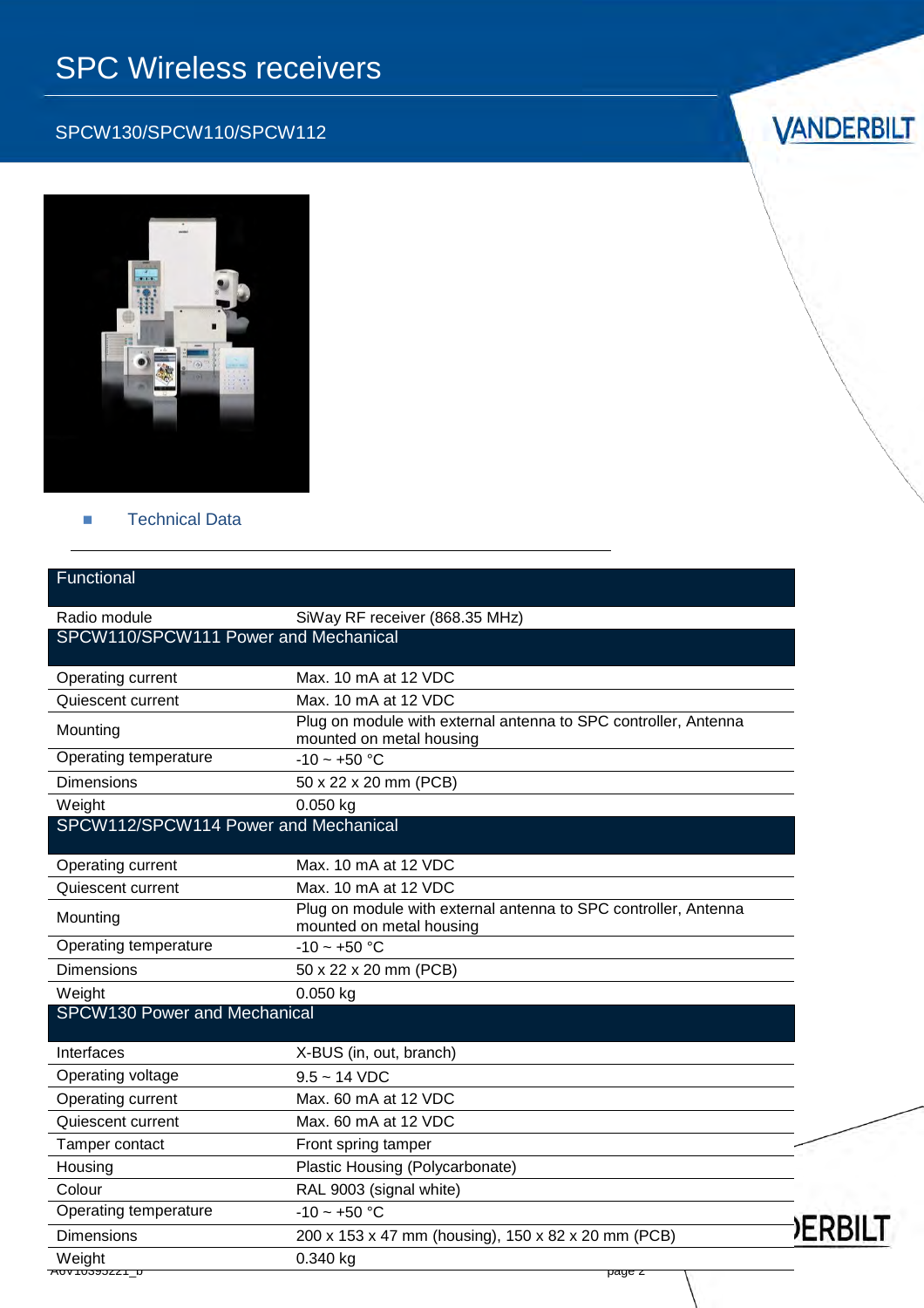# SPC Wireless receivers

## SPCW130/SPCW110/SPCW112

- Technical Data

| Functional | |
|---|---|
| Radio module | SiWay RF receiver (868.35 MHz) |
| **SPCW110/SPCW111 Power and Mechanical** | |
| Operating current | Max. 10 mA at 12 VDC |
| Quiescent current | Max. 10 mA at 12 VDC |
| Mounting | Plug on module with external antenna to SPC controller, Antenna mounted on metal housing |
| Operating temperature | -10 ~ +50 °C |
| Dimensions | 50 x 22 x 20 mm (PCB) |
| Weight | 0.050 kg |
| **SPCW112/SPCW114 Power and Mechanical** | |
| Operating current | Max. 10 mA at 12 VDC |
| Quiescent current | Max. 10 mA at 12 VDC |
| Mounting | Plug on module with external antenna to SPC controller, Antenna mounted on metal housing |
| Operating temperature | -10 ~ +50 °C |
| Dimensions | 50 x 22 x 20 mm (PCB) |
| Weight | 0.050 kg |
| **SPCW130 Power and Mechanical** | |
| Interfaces | X-BUS (in, out, branch) |
| Operating voltage | 9.5 ~ 14 VDC |
| Operating current | Max. 60 mA at 12 VDC |
| Quiescent current | Max. 60 mA at 12 VDC |
| Tamper contact | Front spring tamper |
| Housing | Plastic Housing (Polycarbonate) |
| Colour | RAL 9003 (signal white) |
| Operating temperature | -10 ~ +50 °C |
| Dimensions | 200 x 153 x 47 mm (housing), 150 x 82 x 20 mm (PCB) |
| Weight | 0.340 kg |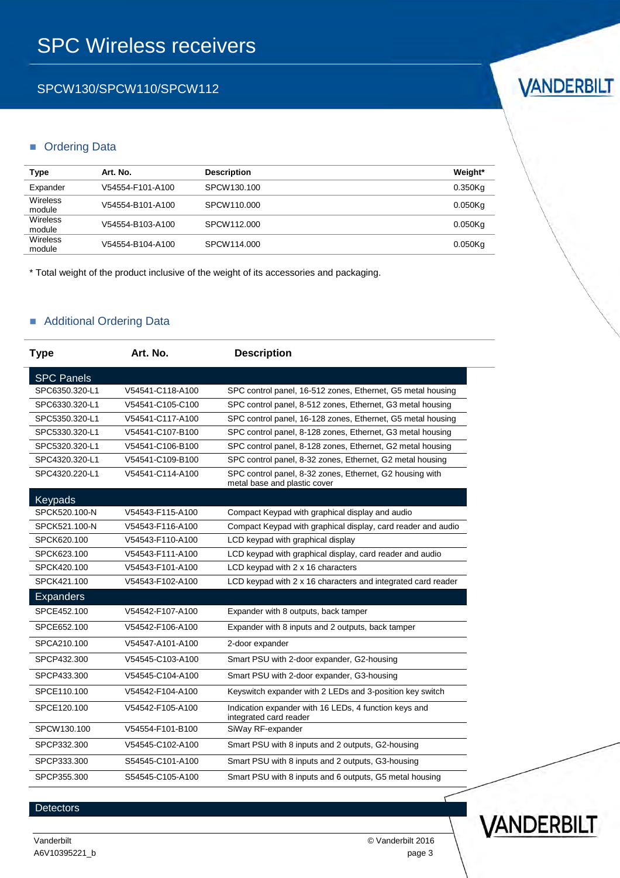# SPC Wireless receivers

## SPCW130/SPCW110/SPCW112

### Ordering Data

| Type | Art. No. | Description | Weight* |
|---|---|---|---|
| Expander | V54554-F101-A100 | SPCW130.100 | 0.350Kg |
| Wireless module | V54554-B101-A100 | SPCW110.000 | 0.050Kg |
| Wireless module | V54554-B103-A100 | SPCW112.000 | 0.050Kg |
| Wireless module | V54554-B104-A100 | SPCW114.000 | 0.050Kg |

* Total weight of the product inclusive of the weight of its accessories and packaging.

### Additional Ordering Data

| Type | Art. No. | Description |
|---|---|---|
| **SPC Panels** | | |
| SPC6350.320-L1 | V54541-C118-A100 | SPC control panel, 16-512 zones, Ethernet, G5 metal housing |
| SPC6330.320-L1 | V54541-C105-C100 | SPC control panel, 8-512 zones, Ethernet, G3 metal housing |
| SPC5350.320-L1 | V54541-C117-A100 | SPC control panel, 16-128 zones, Ethernet, G5 metal housing |
| SPC5330.320-L1 | V54541-C107-B100 | SPC control panel, 8-128 zones, Ethernet, G3 metal housing |
| SPC5320.320-L1 | V54541-C106-B100 | SPC control panel, 8-128 zones, Ethernet, G2 metal housing |
| SPC4320.320-L1 | V54541-C109-B100 | SPC control panel, 8-32 zones, Ethernet, G2 metal housing |
| SPC4320.220-L1 | V54541-C114-A100 | SPC control panel, 8-32 zones, Ethernet, G2 housing with metal base and plastic cover |
| **Keypads** | | |
| SPCK520.100-N | V54543-F115-A100 | Compact Keypad with graphical display and audio |
| SPCK521.100-N | V54543-F116-A100 | Compact Keypad with graphical display, card reader and audio |
| SPCK620.100 | V54543-F110-A100 | LCD keypad with graphical display |
| SPCK623.100 | V54543-F111-A100 | LCD keypad with graphical display, card reader and audio |
| SPCK420.100 | V54543-F101-A100 | LCD keypad with 2 x 16 characters |
| SPCK421.100 | V54543-F102-A100 | LCD keypad with 2 x 16 characters and integrated card reader |
| **Expanders** | | |
| SPCE452.100 | V54542-F107-A100 | Expander with 8 outputs, back tamper |
| SPCE652.100 | V54542-F106-A100 | Expander with 8 inputs and 2 outputs, back tamper |
| SPCA210.100 | V54547-A101-A100 | 2-door expander |
| SPCP432.300 | V54545-C103-A100 | Smart PSU with 2-door expander, G2-housing |
| SPCP433.300 | V54545-C104-A100 | Smart PSU with 2-door expander, G3-housing |
| SPCE110.100 | V54542-F104-A100 | Keyswitch expander with 2 LEDs and 3-position key switch |
| SPCE120.100 | V54542-F105-A100 | Indication expander with 16 LEDs, 4 function keys and integrated card reader |
| SPCW130.100 | V54554-F101-B100 | SiWay RF-expander |
| SPCP332.300 | V54545-C102-A100 | Smart PSU with 8 inputs and 2 outputs, G2-housing |
| SPCP333.300 | S54545-C101-A100 | Smart PSU with 8 inputs and 2 outputs, G3-housing |
| SPCP355.300 | S54545-C105-A100 | Smart PSU with 8 inputs and 6 outputs, G5 metal housing |
| **Detectors** | | |

Vanderbilt
A6V10395221_b

© Vanderbilt 2016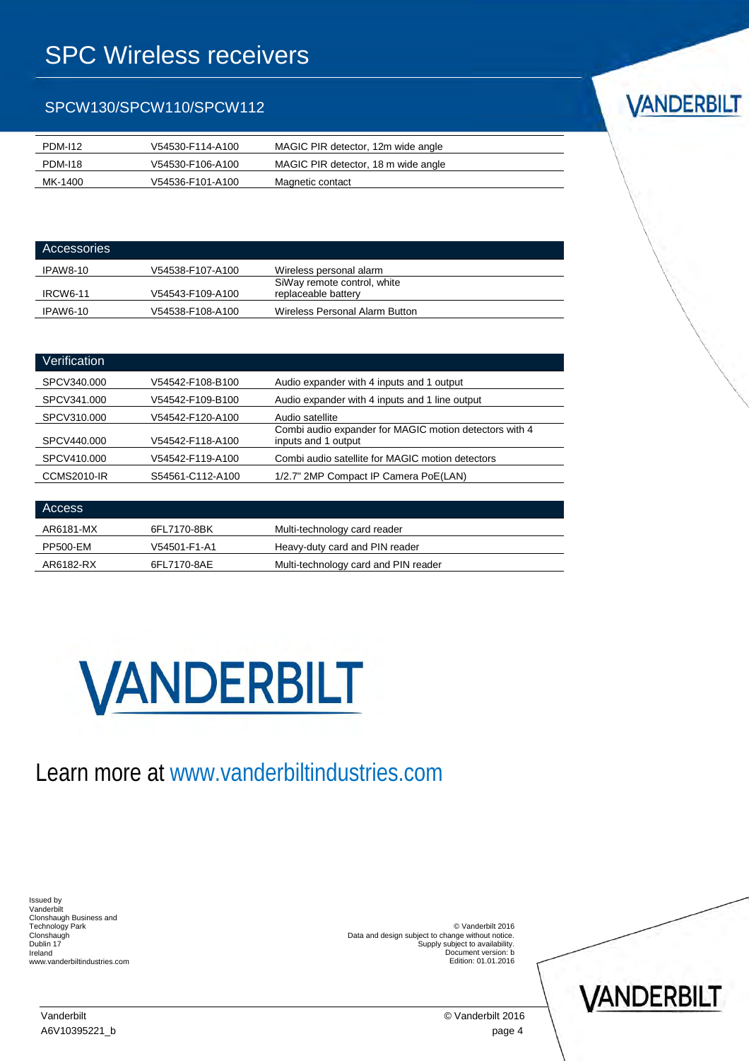| | | |
|---|---|---|
| PDM-I12 | V54530-F114-A100 | MAGIC PIR detector, 12m wide angle |
| PDM-I18 | V54530-F106-A100 | MAGIC PIR detector, 18 m wide angle |
| MK-1400 | V54536-F101-A100 | Magnetic contact |

| Accessories | | |
|---|---|---|
| IPAW8-10 | V54538-F107-A100 | Wireless personal alarm |
| IRCW6-11 | V54543-F109-A100 | SiWay remote control, white replaceable battery |
| IPAW6-10 | V54538-F108-A100 | Wireless Personal Alarm Button |

| Verification | | |
|---|---|---|
| SPCV340.000 | V54542-F108-B100 | Audio expander with 4 inputs and 1 output |
| SPCV341.000 | V54542-F109-B100 | Audio expander with 4 inputs and 1 line output |
| SPCV310.000 | V54542-F120-A100 | Audio satellite |
| SPCV440.000 | V54542-F118-A100 | Combi audio expander for MAGIC motion detectors with 4 inputs and 1 output |
| SPCV410.000 | V54542-F119-A100 | Combi audio satellite for MAGIC motion detectors |
| CCMS2010-IR | S54561-C112-A100 | 1/2.7" 2MP Compact IP Camera PoE(LAN) |

| Access | | |
|---|---|---|
| AR6181-MX | 6FL7170-8BK | Multi-technology card reader |
| PP500-EM | V54501-F1-A1 | Heavy-duty card and PIN reader |
| AR6182-RX | 6FL7170-8AE | Multi-technology card and PIN reader |

VANDERBILT

Learn more at www.vanderbiltindustries.com

Issued by
Vanderbilt
Clonshaugh Business and Technology Park
Clonshaugh
Dublin 17
Ireland
www.vanderbiltindustries.com

© Vanderbilt 2016
Data and design subject to change without notice.
Supply subject to availability.
Document version: b
Edition: 01.01.2016